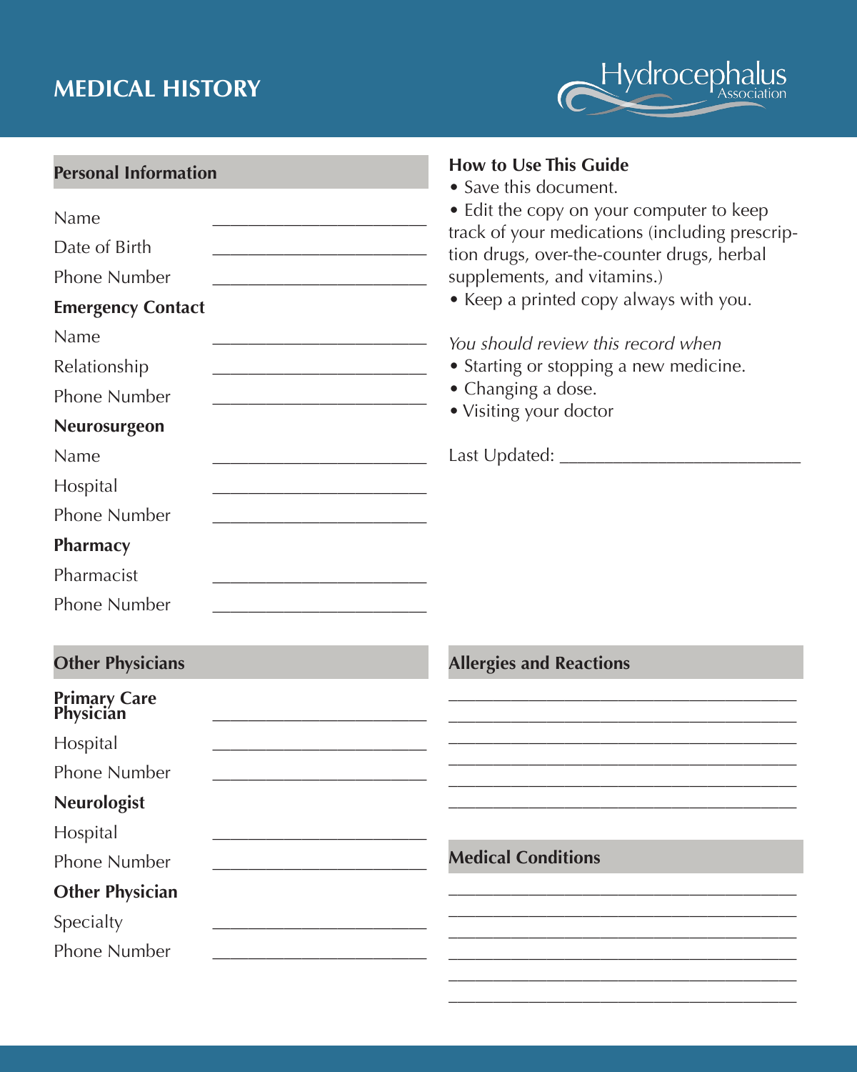# MEDICAL HISTORY

Hydrocephalus Association

## Personal Information

Name ______________________

Date of Birth ______________________

Phone Number ______________________

**Emergency Contact**

Name ______________________

Relationship ______________________

Phone Number ______________________

**Neurosurgeon**

Name ______________________

Hospital ______________________

Phone Number ______________________

**Pharmacy**

Pharmacist ______________________

Phone Number ______________________

## How to Use This Guide

- Save this document.
- Edit the copy on your computer to keep track of your medications (including prescription drugs, over-the-counter drugs, herbal supplements, and vitamins.)
- Keep a printed copy always with you.

*You should review this record when*

- Starting or stopping a new medicine.
- Changing a dose.
- Visiting your doctor

Last Updated: ________________________

## Other Physicians

**Primary Care Physician** ______________________

Hospital ______________________

Phone Number ______________________

**Neurologist**

Hospital ______________________

Phone Number ______________________

**Other Physician**

Specialty ______________________

Phone Number ______________________

## Allergies and Reactions

____________________________________

____________________________________

____________________________________

____________________________________

____________________________________

____________________________________

## Medical Conditions

____________________________________

____________________________________

____________________________________

____________________________________

____________________________________

____________________________________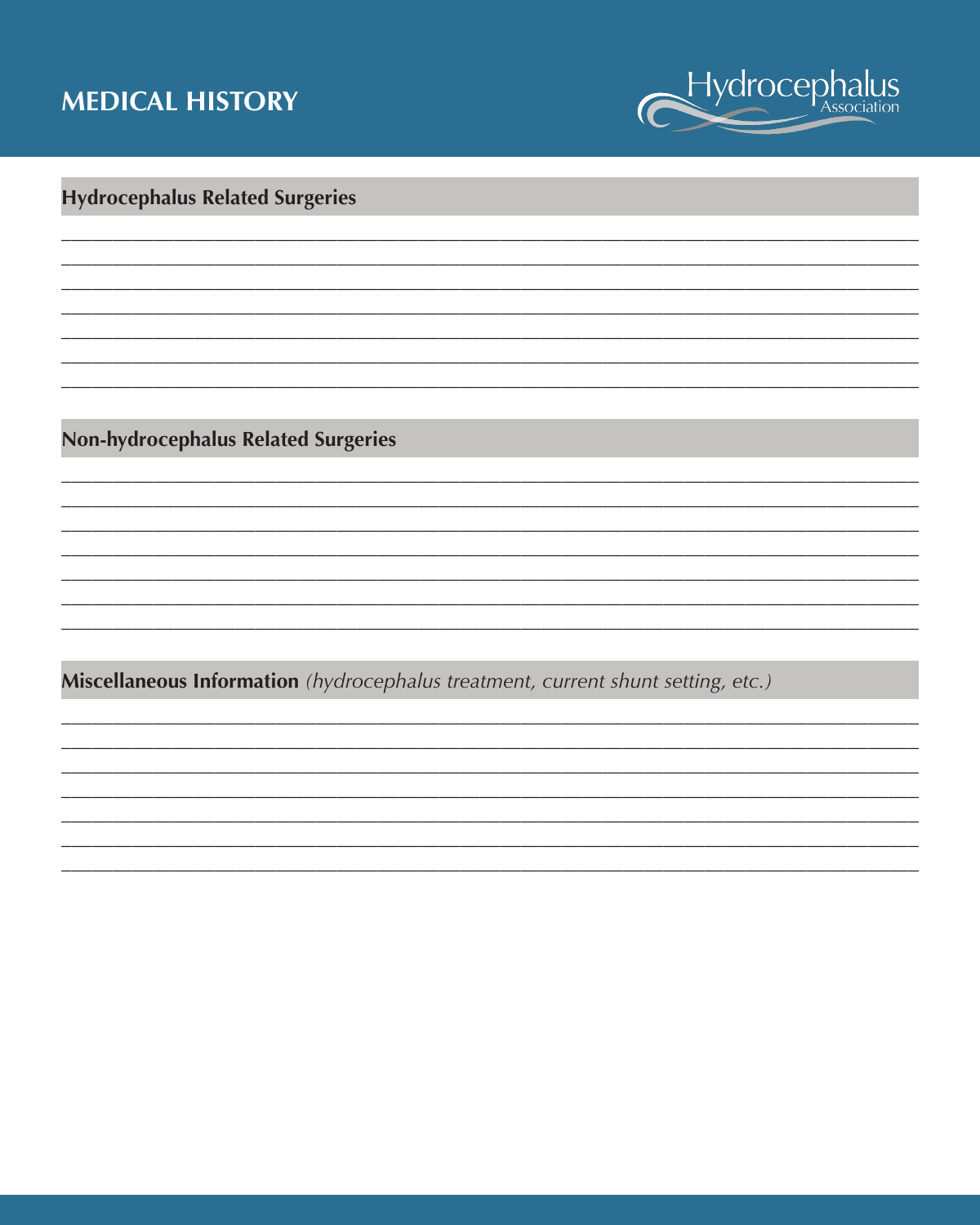# MEDICAL HISTORY

Hydrocephalus Association

## Hydrocephalus Related Surgeries

_______________________________________________________________________________

_______________________________________________________________________________

_______________________________________________________________________________

_______________________________________________________________________________

_______________________________________________________________________________

_______________________________________________________________________________

_______________________________________________________________________________

## Non-hydrocephalus Related Surgeries

_______________________________________________________________________________

_______________________________________________________________________________

_______________________________________________________________________________

_______________________________________________________________________________

_______________________________________________________________________________

_______________________________________________________________________________

_______________________________________________________________________________

## Miscellaneous Information *(hydrocephalus treatment, current shunt setting, etc.)*

_______________________________________________________________________________

_______________________________________________________________________________

_______________________________________________________________________________

_______________________________________________________________________________

_______________________________________________________________________________

_______________________________________________________________________________

_______________________________________________________________________________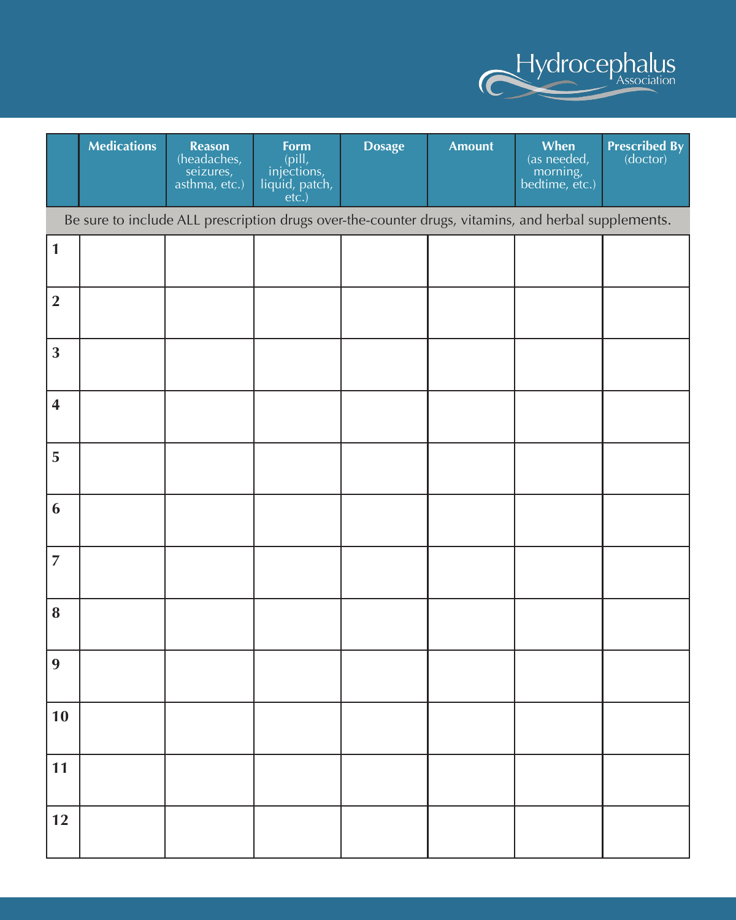Hydrocephalus Association

| | Medications | Reason (headaches, seizures, asthma, etc.) | Form (pill, injections, liquid, patch, etc.) | Dosage | Amount | When (as needed, morning, bedtime, etc.) | Prescribed By (doctor) |
|---|---|---|---|---|---|---|---|
| Be sure to include ALL prescription drugs over-the-counter drugs, vitamins, and herbal supplements. | | | | | | | |
| **1** | | | | | | | |
| **2** | | | | | | | |
| **3** | | | | | | | |
| **4** | | | | | | | |
| **5** | | | | | | | |
| **6** | | | | | | | |
| **7** | | | | | | | |
| **8** | | | | | | | |
| **9** | | | | | | | |
| **10** | | | | | | | |
| **11** | | | | | | | |
| **12** | | | | | | | |